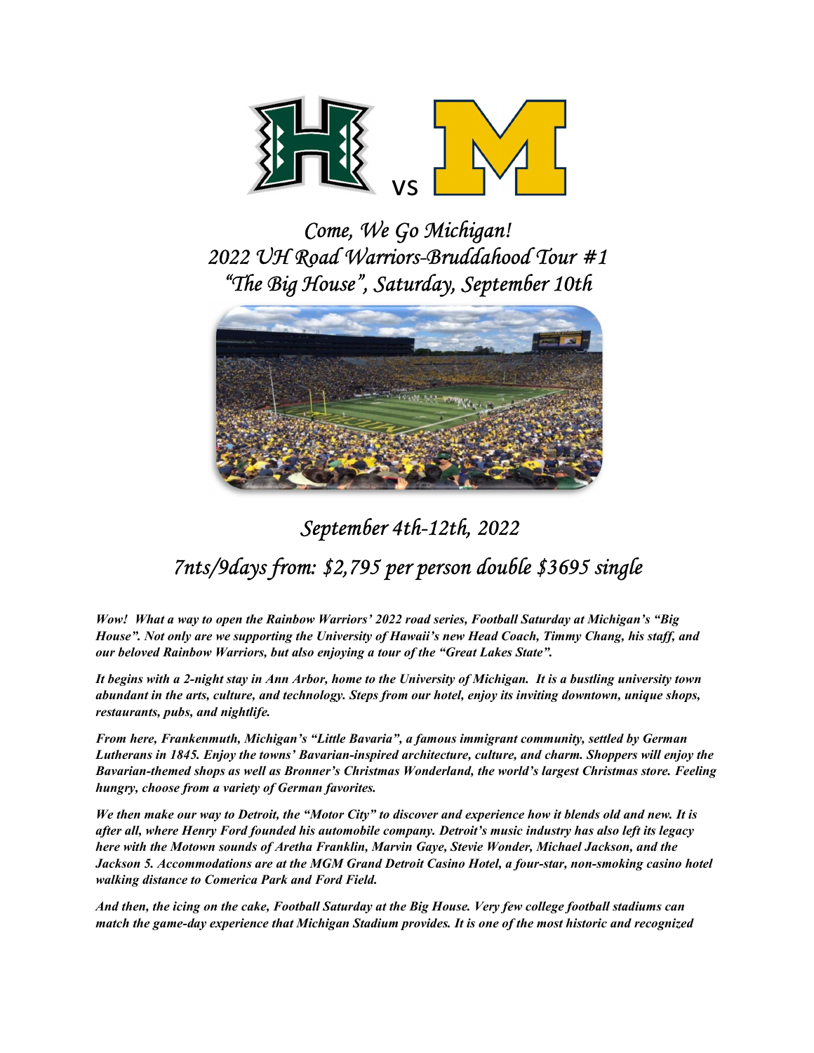H vs M

# Come, We Go Michigan!
# 2022 UH Road Warriors-Bruddahood Tour #1
# "The Big House", Saturday, September 10th

## September 4th-12th, 2022

## 7nts/9days from: $2,795 per person double $3695 single

***Wow! What a way to open the Rainbow Warriors' 2022 road series, Football Saturday at Michigan's "Big House". Not only are we supporting the University of Hawaii's new Head Coach, Timmy Chang, his staff, and our beloved Rainbow Warriors, but also enjoying a tour of the "Great Lakes State".***

***It begins with a 2-night stay in Ann Arbor, home to the University of Michigan. It is a bustling university town abundant in the arts, culture, and technology. Steps from our hotel, enjoy its inviting downtown, unique shops, restaurants, pubs, and nightlife.***

***From here, Frankenmuth, Michigan's "Little Bavaria", a famous immigrant community, settled by German Lutherans in 1845. Enjoy the towns' Bavarian-inspired architecture, culture, and charm. Shoppers will enjoy the Bavarian-themed shops as well as Bronner's Christmas Wonderland, the world's largest Christmas store. Feeling hungry, choose from a variety of German favorites.***

***We then make our way to Detroit, the "Motor City" to discover and experience how it blends old and new. It is after all, where Henry Ford founded his automobile company. Detroit's music industry has also left its legacy here with the Motown sounds of Aretha Franklin, Marvin Gaye, Stevie Wonder, Michael Jackson, and the Jackson 5. Accommodations are at the MGM Grand Detroit Casino Hotel, a four-star, non-smoking casino hotel walking distance to Comerica Park and Ford Field.***

***And then, the icing on the cake, Football Saturday at the Big House. Very few college football stadiums can match the game-day experience that Michigan Stadium provides. It is one of the most historic and recognized***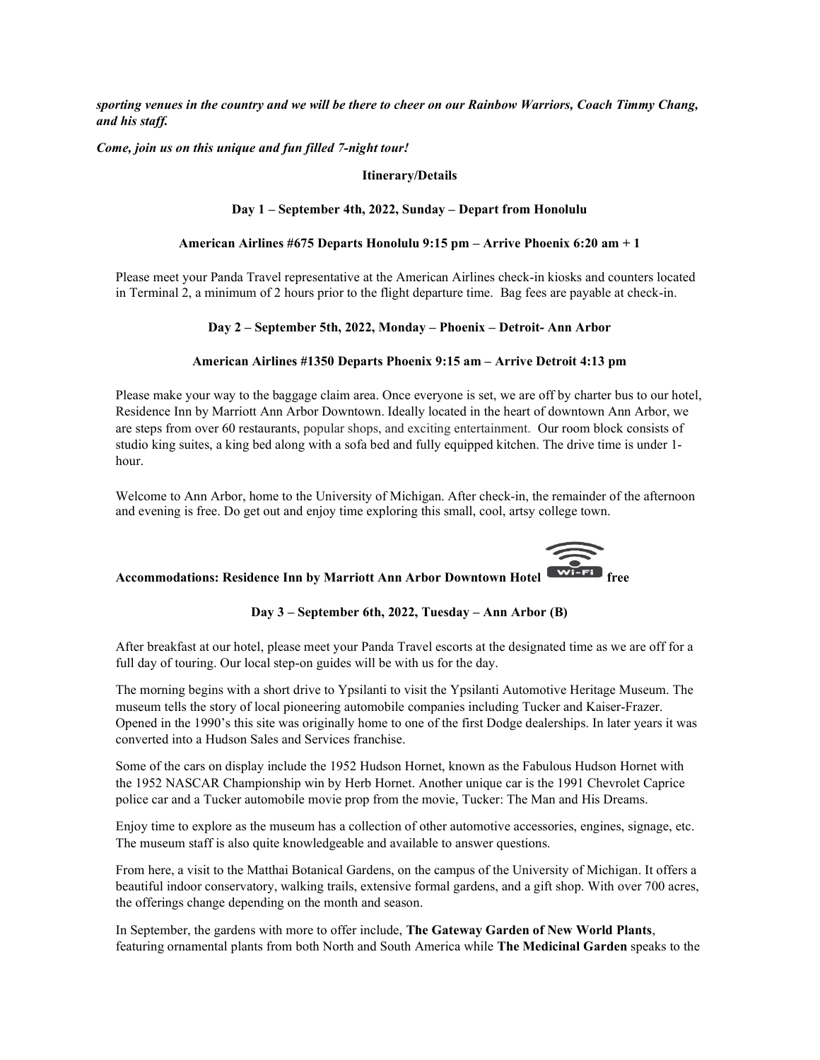***sporting venues in the country and we will be there to cheer on our Rainbow Warriors, Coach Timmy Chang, and his staff.***

***Come, join us on this unique and fun filled 7-night tour!***

**Itinerary/Details**

**Day 1 – September 4th, 2022, Sunday – Depart from Honolulu**

**American Airlines #675 Departs Honolulu 9:15 pm – Arrive Phoenix 6:20 am + 1**

Please meet your Panda Travel representative at the American Airlines check-in kiosks and counters located in Terminal 2, a minimum of 2 hours prior to the flight departure time. Bag fees are payable at check-in.

**Day 2 – September 5th, 2022, Monday – Phoenix – Detroit- Ann Arbor**

**American Airlines #1350 Departs Phoenix 9:15 am – Arrive Detroit 4:13 pm**

Please make your way to the baggage claim area. Once everyone is set, we are off by charter bus to our hotel, Residence Inn by Marriott Ann Arbor Downtown. Ideally located in the heart of downtown Ann Arbor, we are steps from over 60 restaurants, popular shops, and exciting entertainment. Our room block consists of studio king suites, a king bed along with a sofa bed and fully equipped kitchen. The drive time is under 1-hour.

Welcome to Ann Arbor, home to the University of Michigan. After check-in, the remainder of the afternoon and evening is free. Do get out and enjoy time exploring this small, cool, artsy college town.

**Accommodations: Residence Inn by Marriott Ann Arbor Downtown Hotel Wi-Fi free**

**Day 3 – September 6th, 2022, Tuesday – Ann Arbor (B)**

After breakfast at our hotel, please meet your Panda Travel escorts at the designated time as we are off for a full day of touring. Our local step-on guides will be with us for the day.

The morning begins with a short drive to Ypsilanti to visit the Ypsilanti Automotive Heritage Museum. The museum tells the story of local pioneering automobile companies including Tucker and Kaiser-Frazer. Opened in the 1990's this site was originally home to one of the first Dodge dealerships. In later years it was converted into a Hudson Sales and Services franchise.

Some of the cars on display include the 1952 Hudson Hornet, known as the Fabulous Hudson Hornet with the 1952 NASCAR Championship win by Herb Hornet. Another unique car is the 1991 Chevrolet Caprice police car and a Tucker automobile movie prop from the movie, Tucker: The Man and His Dreams.

Enjoy time to explore as the museum has a collection of other automotive accessories, engines, signage, etc. The museum staff is also quite knowledgeable and available to answer questions.

From here, a visit to the Matthai Botanical Gardens, on the campus of the University of Michigan. It offers a beautiful indoor conservatory, walking trails, extensive formal gardens, and a gift shop. With over 700 acres, the offerings change depending on the month and season.

In September, the gardens with more to offer include, **The Gateway Garden of New World Plants**, featuring ornamental plants from both North and South America while **The Medicinal Garden** speaks to the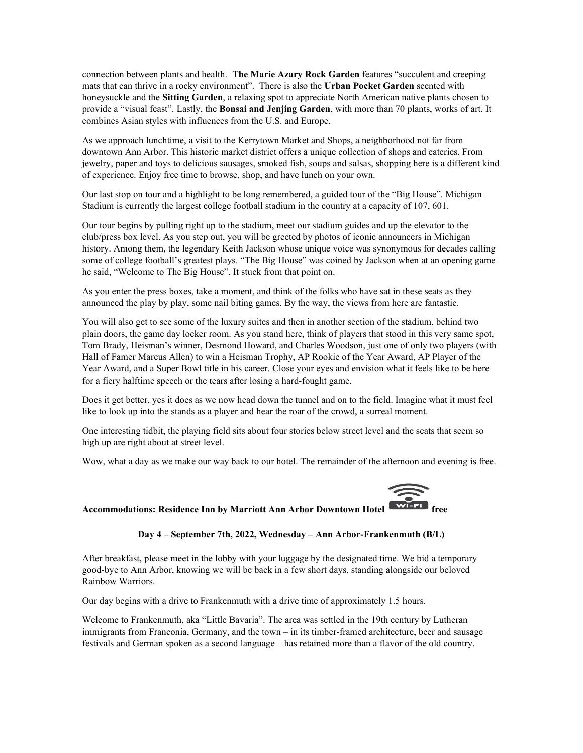connection between plants and health. **The Marie Azary Rock Garden** features "succulent and creeping mats that can thrive in a rocky environment". There is also the **Urban Pocket Garden** scented with honeysuckle and the **Sitting Garden**, a relaxing spot to appreciate North American native plants chosen to provide a "visual feast". Lastly, the **Bonsai and Jenjing Garden**, with more than 70 plants, works of art. It combines Asian styles with influences from the U.S. and Europe.

As we approach lunchtime, a visit to the Kerrytown Market and Shops, a neighborhood not far from downtown Ann Arbor. This historic market district offers a unique collection of shops and eateries. From jewelry, paper and toys to delicious sausages, smoked fish, soups and salsas, shopping here is a different kind of experience. Enjoy free time to browse, shop, and have lunch on your own.

Our last stop on tour and a highlight to be long remembered, a guided tour of the "Big House". Michigan Stadium is currently the largest college football stadium in the country at a capacity of 107, 601.

Our tour begins by pulling right up to the stadium, meet our stadium guides and up the elevator to the club/press box level. As you step out, you will be greeted by photos of iconic announcers in Michigan history. Among them, the legendary Keith Jackson whose unique voice was synonymous for decades calling some of college football's greatest plays. "The Big House" was coined by Jackson when at an opening game he said, "Welcome to The Big House". It stuck from that point on.

As you enter the press boxes, take a moment, and think of the folks who have sat in these seats as they announced the play by play, some nail biting games. By the way, the views from here are fantastic.

You will also get to see some of the luxury suites and then in another section of the stadium, behind two plain doors, the game day locker room. As you stand here, think of players that stood in this very same spot, Tom Brady, Heisman's winner, Desmond Howard, and Charles Woodson, just one of only two players (with Hall of Famer Marcus Allen) to win a Heisman Trophy, AP Rookie of the Year Award, AP Player of the Year Award, and a Super Bowl title in his career. Close your eyes and envision what it feels like to be here for a fiery halftime speech or the tears after losing a hard-fought game.

Does it get better, yes it does as we now head down the tunnel and on to the field. Imagine what it must feel like to look up into the stands as a player and hear the roar of the crowd, a surreal moment.

One interesting tidbit, the playing field sits about four stories below street level and the seats that seem so high up are right about at street level.

Wow, what a day as we make our way back to our hotel. The remainder of the afternoon and evening is free.

**Accommodations: Residence Inn by Marriott Ann Arbor Downtown Hotel Wi-Fi free**

**Day 4 – September 7th, 2022, Wednesday – Ann Arbor-Frankenmuth (B/L)**

After breakfast, please meet in the lobby with your luggage by the designated time. We bid a temporary good-bye to Ann Arbor, knowing we will be back in a few short days, standing alongside our beloved Rainbow Warriors.

Our day begins with a drive to Frankenmuth with a drive time of approximately 1.5 hours.

Welcome to Frankenmuth, aka "Little Bavaria". The area was settled in the 19th century by Lutheran immigrants from Franconia, Germany, and the town – in its timber-framed architecture, beer and sausage festivals and German spoken as a second language – has retained more than a flavor of the old country.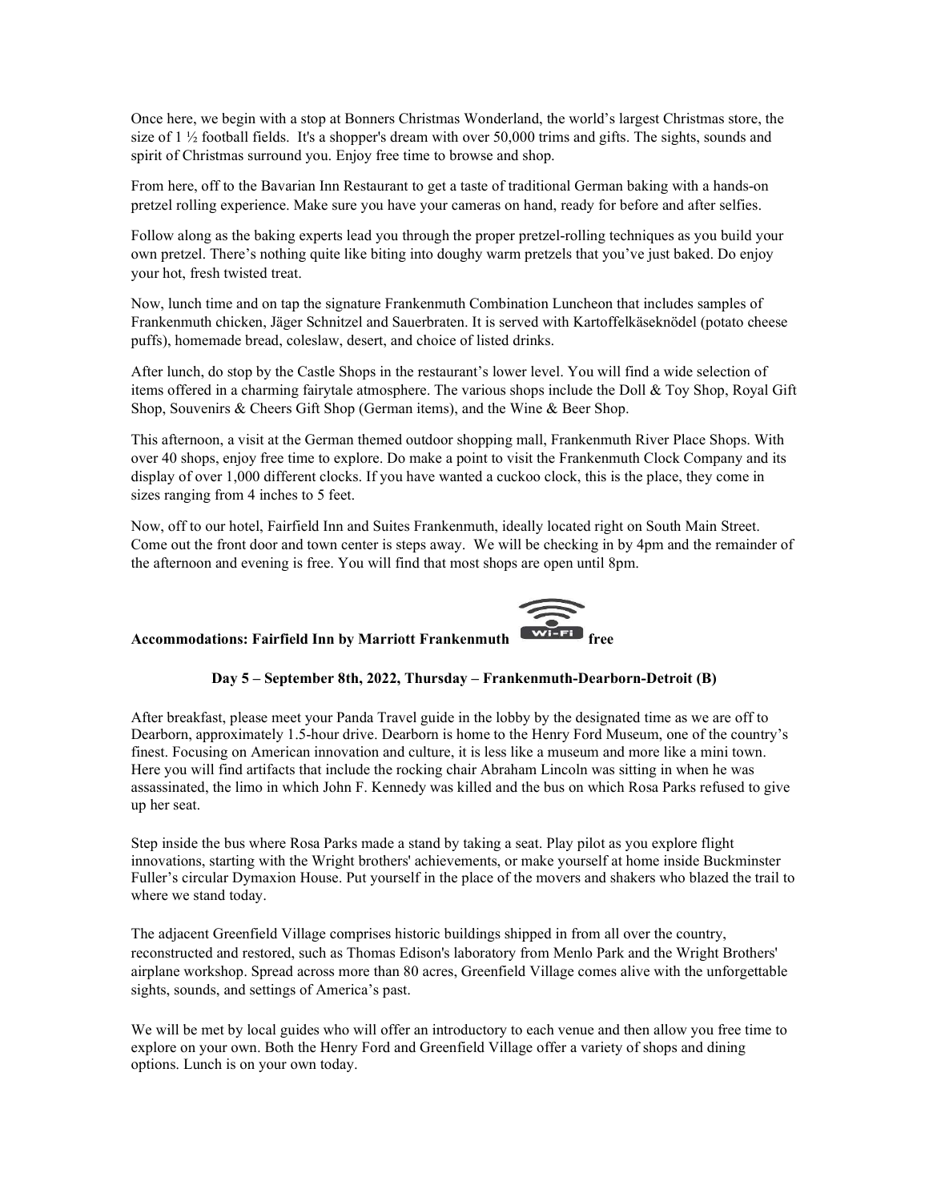Once here, we begin with a stop at Bonners Christmas Wonderland, the world's largest Christmas store, the size of 1 ½ football fields. It's a shopper's dream with over 50,000 trims and gifts. The sights, sounds and spirit of Christmas surround you. Enjoy free time to browse and shop.

From here, off to the Bavarian Inn Restaurant to get a taste of traditional German baking with a hands-on pretzel rolling experience. Make sure you have your cameras on hand, ready for before and after selfies.

Follow along as the baking experts lead you through the proper pretzel-rolling techniques as you build your own pretzel. There's nothing quite like biting into doughy warm pretzels that you've just baked. Do enjoy your hot, fresh twisted treat.

Now, lunch time and on tap the signature Frankenmuth Combination Luncheon that includes samples of Frankenmuth chicken, Jäger Schnitzel and Sauerbraten. It is served with Kartoffelkäseknödel (potato cheese puffs), homemade bread, coleslaw, desert, and choice of listed drinks.

After lunch, do stop by the Castle Shops in the restaurant's lower level. You will find a wide selection of items offered in a charming fairytale atmosphere. The various shops include the Doll & Toy Shop, Royal Gift Shop, Souvenirs & Cheers Gift Shop (German items), and the Wine & Beer Shop.

This afternoon, a visit at the German themed outdoor shopping mall, Frankenmuth River Place Shops. With over 40 shops, enjoy free time to explore. Do make a point to visit the Frankenmuth Clock Company and its display of over 1,000 different clocks. If you have wanted a cuckoo clock, this is the place, they come in sizes ranging from 4 inches to 5 feet.

Now, off to our hotel, Fairfield Inn and Suites Frankenmuth, ideally located right on South Main Street. Come out the front door and town center is steps away. We will be checking in by 4pm and the remainder of the afternoon and evening is free. You will find that most shops are open until 8pm.

**Accommodations: Fairfield Inn by Marriott Frankenmuth Wi-Fi free**

**Day 5 – September 8th, 2022, Thursday – Frankenmuth-Dearborn-Detroit (B)**

After breakfast, please meet your Panda Travel guide in the lobby by the designated time as we are off to Dearborn, approximately 1.5-hour drive. Dearborn is home to the Henry Ford Museum, one of the country's finest. Focusing on American innovation and culture, it is less like a museum and more like a mini town. Here you will find artifacts that include the rocking chair Abraham Lincoln was sitting in when he was assassinated, the limo in which John F. Kennedy was killed and the bus on which Rosa Parks refused to give up her seat.

Step inside the bus where Rosa Parks made a stand by taking a seat. Play pilot as you explore flight innovations, starting with the Wright brothers' achievements, or make yourself at home inside Buckminster Fuller's circular Dymaxion House. Put yourself in the place of the movers and shakers who blazed the trail to where we stand today.

The adjacent Greenfield Village comprises historic buildings shipped in from all over the country, reconstructed and restored, such as Thomas Edison's laboratory from Menlo Park and the Wright Brothers' airplane workshop. Spread across more than 80 acres, Greenfield Village comes alive with the unforgettable sights, sounds, and settings of America's past.

We will be met by local guides who will offer an introductory to each venue and then allow you free time to explore on your own. Both the Henry Ford and Greenfield Village offer a variety of shops and dining options. Lunch is on your own today.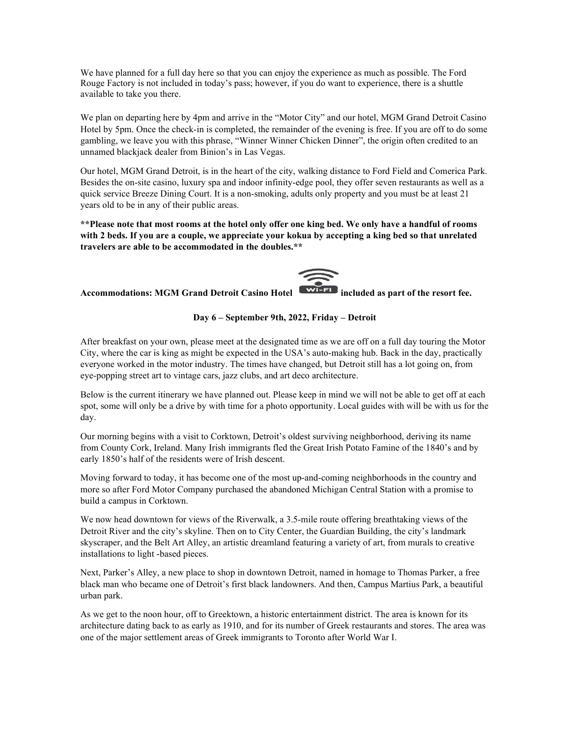We have planned for a full day here so that you can enjoy the experience as much as possible. The Ford Rouge Factory is not included in today's pass; however, if you do want to experience, there is a shuttle available to take you there.

We plan on departing here by 4pm and arrive in the "Motor City" and our hotel, MGM Grand Detroit Casino Hotel by 5pm. Once the check-in is completed, the remainder of the evening is free. If you are off to do some gambling, we leave you with this phrase, "Winner Winner Chicken Dinner", the origin often credited to an unnamed blackjack dealer from Binion's in Las Vegas.

Our hotel, MGM Grand Detroit, is in the heart of the city, walking distance to Ford Field and Comerica Park. Besides the on-site casino, luxury spa and indoor infinity-edge pool, they offer seven restaurants as well as a quick service Breeze Dining Court. It is a non-smoking, adults only property and you must be at least 21 years old to be in any of their public areas.

**\*\*Please note that most rooms at the hotel only offer one king bed. We only have a handful of rooms with 2 beds. If you are a couple, we appreciate your kokua by accepting a king bed so that unrelated travelers are able to be accommodated in the doubles.\*\***

**Accommodations: MGM Grand Detroit Casino Hotel Wi-Fi included as part of the resort fee.**

**Day 6 – September 9th, 2022, Friday – Detroit**

After breakfast on your own, please meet at the designated time as we are off on a full day touring the Motor City, where the car is king as might be expected in the USA's auto-making hub. Back in the day, practically everyone worked in the motor industry. The times have changed, but Detroit still has a lot going on, from eye-popping street art to vintage cars, jazz clubs, and art deco architecture.

Below is the current itinerary we have planned out. Please keep in mind we will not be able to get off at each spot, some will only be a drive by with time for a photo opportunity. Local guides with will be with us for the day.

Our morning begins with a visit to Corktown, Detroit's oldest surviving neighborhood, deriving its name from County Cork, Ireland. Many Irish immigrants fled the Great Irish Potato Famine of the 1840's and by early 1850's half of the residents were of Irish descent.

Moving forward to today, it has become one of the most up-and-coming neighborhoods in the country and more so after Ford Motor Company purchased the abandoned Michigan Central Station with a promise to build a campus in Corktown.

We now head downtown for views of the Riverwalk, a 3.5-mile route offering breathtaking views of the Detroit River and the city's skyline. Then on to City Center, the Guardian Building, the city's landmark skyscraper, and the Belt Art Alley, an artistic dreamland featuring a variety of art, from murals to creative installations to light -based pieces.

Next, Parker's Alley, a new place to shop in downtown Detroit, named in homage to Thomas Parker, a free black man who became one of Detroit's first black landowners. And then, Campus Martius Park, a beautiful urban park.

As we get to the noon hour, off to Greektown, a historic entertainment district. The area is known for its architecture dating back to as early as 1910, and for its number of Greek restaurants and stores. The area was one of the major settlement areas of Greek immigrants to Toronto after World War I.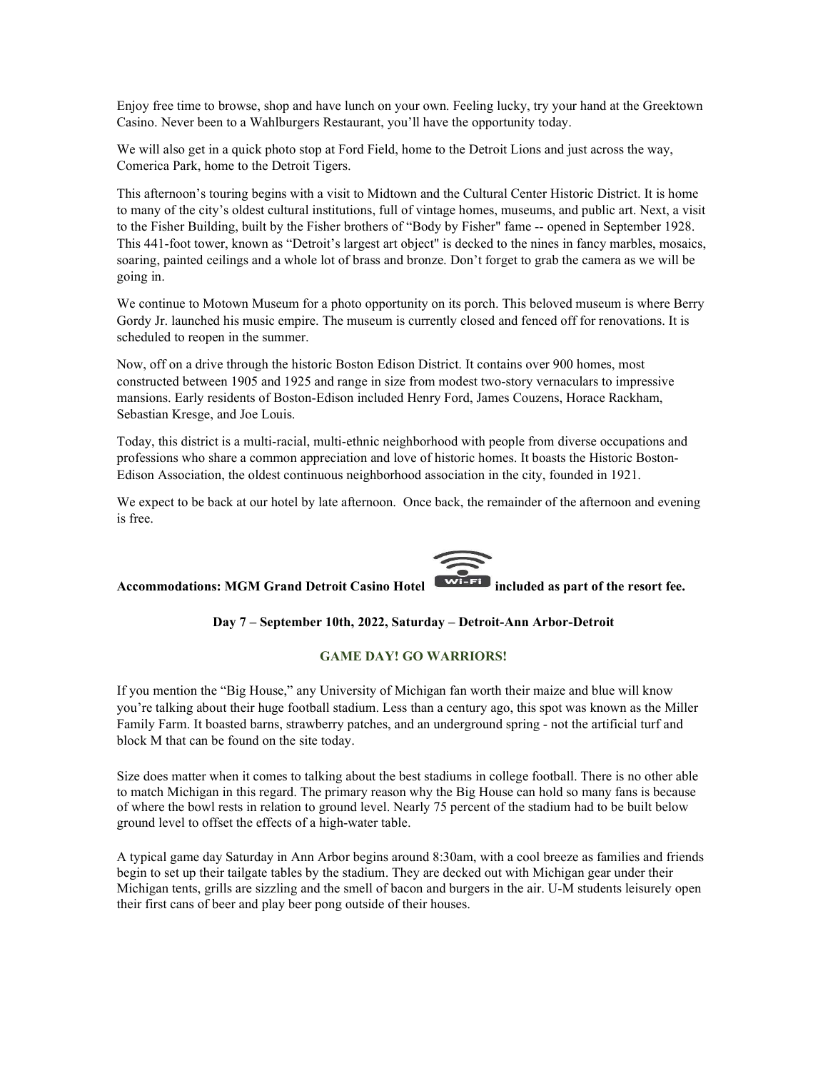Enjoy free time to browse, shop and have lunch on your own. Feeling lucky, try your hand at the Greektown Casino. Never been to a Wahlburgers Restaurant, you'll have the opportunity today.

We will also get in a quick photo stop at Ford Field, home to the Detroit Lions and just across the way, Comerica Park, home to the Detroit Tigers.

This afternoon's touring begins with a visit to Midtown and the Cultural Center Historic District. It is home to many of the city's oldest cultural institutions, full of vintage homes, museums, and public art. Next, a visit to the Fisher Building, built by the Fisher brothers of "Body by Fisher" fame -- opened in September 1928. This 441-foot tower, known as "Detroit's largest art object" is decked to the nines in fancy marbles, mosaics, soaring, painted ceilings and a whole lot of brass and bronze. Don't forget to grab the camera as we will be going in.

We continue to Motown Museum for a photo opportunity on its porch. This beloved museum is where Berry Gordy Jr. launched his music empire. The museum is currently closed and fenced off for renovations. It is scheduled to reopen in the summer.

Now, off on a drive through the historic Boston Edison District. It contains over 900 homes, most constructed between 1905 and 1925 and range in size from modest two-story vernaculars to impressive mansions. Early residents of Boston-Edison included Henry Ford, James Couzens, Horace Rackham, Sebastian Kresge, and Joe Louis.

Today, this district is a multi-racial, multi-ethnic neighborhood with people from diverse occupations and professions who share a common appreciation and love of historic homes. It boasts the Historic Boston-Edison Association, the oldest continuous neighborhood association in the city, founded in 1921.

We expect to be back at our hotel by late afternoon. Once back, the remainder of the afternoon and evening is free.

**Accommodations: MGM Grand Detroit Casino Hotel Wi-Fi included as part of the resort fee.**

**Day 7 – September 10th, 2022, Saturday – Detroit-Ann Arbor-Detroit**

**GAME DAY! GO WARRIORS!**

If you mention the "Big House," any University of Michigan fan worth their maize and blue will know you're talking about their huge football stadium. Less than a century ago, this spot was known as the Miller Family Farm. It boasted barns, strawberry patches, and an underground spring - not the artificial turf and block M that can be found on the site today.

Size does matter when it comes to talking about the best stadiums in college football. There is no other able to match Michigan in this regard. The primary reason why the Big House can hold so many fans is because of where the bowl rests in relation to ground level. Nearly 75 percent of the stadium had to be built below ground level to offset the effects of a high-water table.

A typical game day Saturday in Ann Arbor begins around 8:30am, with a cool breeze as families and friends begin to set up their tailgate tables by the stadium. They are decked out with Michigan gear under their Michigan tents, grills are sizzling and the smell of bacon and burgers in the air. U-M students leisurely open their first cans of beer and play beer pong outside of their houses.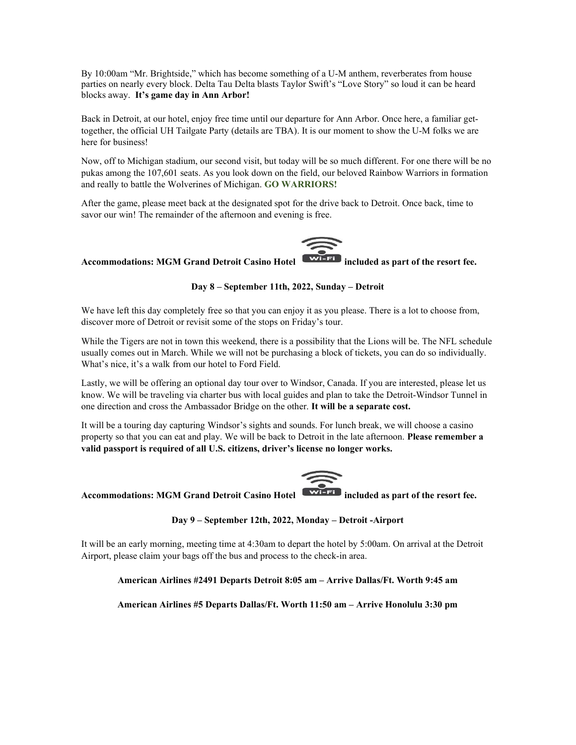By 10:00am "Mr. Brightside," which has become something of a U-M anthem, reverberates from house parties on nearly every block. Delta Tau Delta blasts Taylor Swift's "Love Story" so loud it can be heard blocks away. **It's game day in Ann Arbor!**

Back in Detroit, at our hotel, enjoy free time until our departure for Ann Arbor. Once here, a familiar get-together, the official UH Tailgate Party (details are TBA). It is our moment to show the U-M folks we are here for business!

Now, off to Michigan stadium, our second visit, but today will be so much different. For one there will be no pukas among the 107,601 seats. As you look down on the field, our beloved Rainbow Warriors in formation and really to battle the Wolverines of Michigan. **GO WARRIORS!**

After the game, please meet back at the designated spot for the drive back to Detroit. Once back, time to savor our win! The remainder of the afternoon and evening is free.

**Accommodations: MGM Grand Detroit Casino Hotel Wi-Fi included as part of the resort fee.**

**Day 8 – September 11th, 2022, Sunday – Detroit**

We have left this day completely free so that you can enjoy it as you please. There is a lot to choose from, discover more of Detroit or revisit some of the stops on Friday's tour.

While the Tigers are not in town this weekend, there is a possibility that the Lions will be. The NFL schedule usually comes out in March. While we will not be purchasing a block of tickets, you can do so individually. What's nice, it's a walk from our hotel to Ford Field.

Lastly, we will be offering an optional day tour over to Windsor, Canada. If you are interested, please let us know. We will be traveling via charter bus with local guides and plan to take the Detroit-Windsor Tunnel in one direction and cross the Ambassador Bridge on the other. **It will be a separate cost.**

It will be a touring day capturing Windsor's sights and sounds. For lunch break, we will choose a casino property so that you can eat and play. We will be back to Detroit in the late afternoon. **Please remember a valid passport is required of all U.S. citizens, driver's license no longer works.**

**Accommodations: MGM Grand Detroit Casino Hotel Wi-Fi included as part of the resort fee.**

**Day 9 – September 12th, 2022, Monday – Detroit -Airport**

It will be an early morning, meeting time at 4:30am to depart the hotel by 5:00am. On arrival at the Detroit Airport, please claim your bags off the bus and process to the check-in area.

**American Airlines #2491 Departs Detroit 8:05 am – Arrive Dallas/Ft. Worth 9:45 am**

**American Airlines #5 Departs Dallas/Ft. Worth 11:50 am – Arrive Honolulu 3:30 pm**